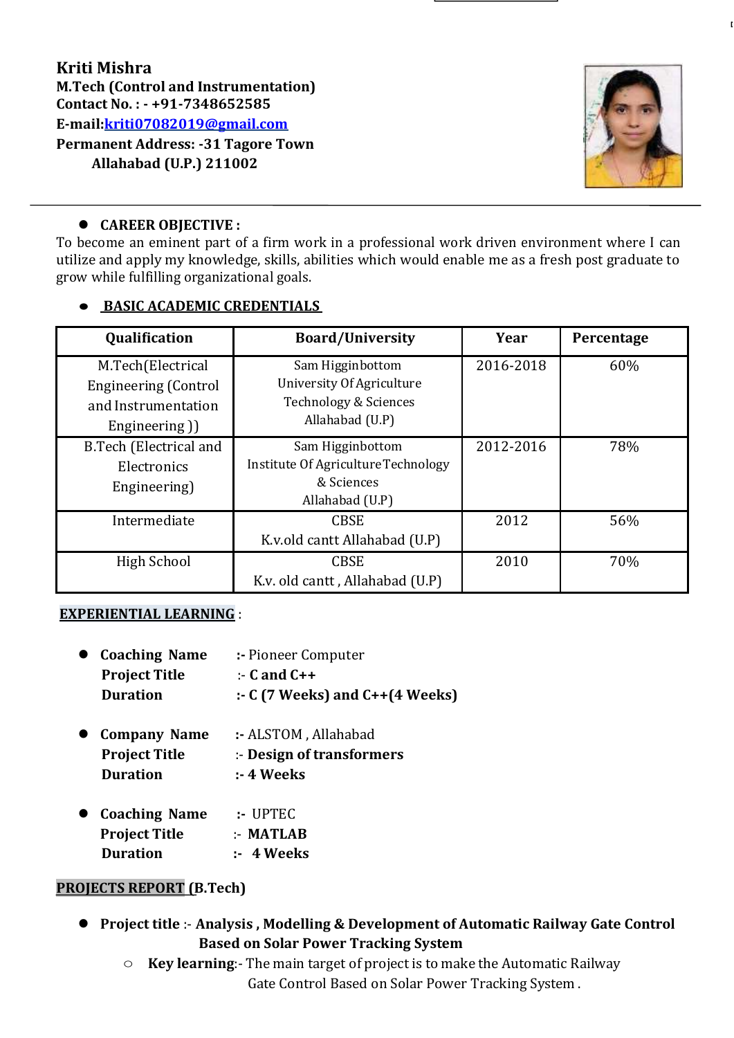**Kriti Mishra**
**M.Tech (Control and Instrumentation)**
**Contact No. : - +91-7348652585**
**E-mail:kriti07082019@gmail.com**
**Permanent Address: -31 Tagore Town**
**Allahabad (U.P.) 211002**

---

- **CAREER OBJECTIVE :**

To become an eminent part of a firm work in a professional work driven environment where I can utilize and apply my knowledge, skills, abilities which would enable me as a fresh post graduate to grow while fulfilling organizational goals.

- **BASIC ACADEMIC CREDENTIALS**

| Qualification | Board/University | Year | Percentage |
|---|---|---|---|
| M.Tech(Electrical Engineering (Control and Instrumentation Engineering )) | Sam Higginbottom University Of Agriculture Technology & Sciences Allahabad (U.P) | 2016-2018 | 60% |
| B.Tech (Electrical and Electronics Engineering) | Sam Higginbottom Institute Of Agriculture Technology & Sciences Allahabad (U.P) | 2012-2016 | 78% |
| Intermediate | CBSE K.v.old cantt Allahabad (U.P) | 2012 | 56% |
| High School | CBSE K.v. old cantt , Allahabad (U.P) | 2010 | 70% |

**EXPERIENTIAL LEARNING** :

- **Coaching Name** :- Pioneer Computer
  **Project Title** :- **C and C++**
  **Duration** **:- C (7 Weeks) and C++(4 Weeks)**

- **Company Name** :- ALSTOM , Allahabad
  **Project Title** :- **Design of transformers**
  **Duration** **:- 4 Weeks**

- **Coaching Name** :- UPTEC
  **Project Title** :- **MATLAB**
  **Duration** :- **4 Weeks**

**PROJECTS REPORT (B.Tech)**

- **Project title** :- **Analysis , Modelling & Development of Automatic Railway Gate Control Based on Solar Power Tracking System**
  - **Key learning**:- The main target of project is to make the Automatic Railway Gate Control Based on Solar Power Tracking System .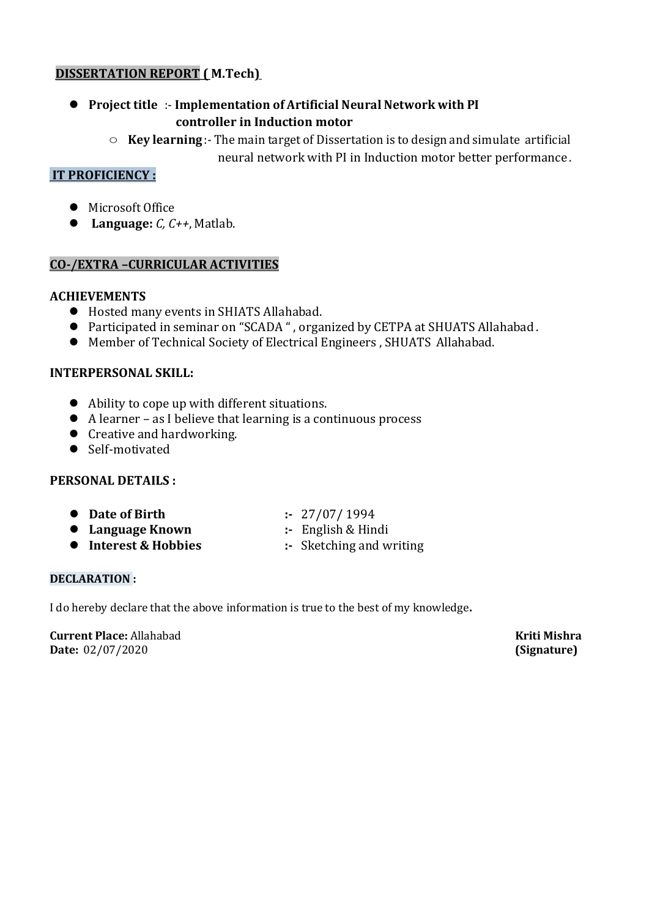**DISSERTATION REPORT ( M.Tech)**

- **Project title** :- **Implementation of Artificial Neural Network with PI controller in Induction motor**
    - **Key learning** :- The main target of Dissertation is to design and simulate artificial neural network with PI in Induction motor better performance.

**IT PROFICIENCY :**

- Microsoft Office
- **Language:** *C, C++*, Matlab.

**CO-/EXTRA –CURRICULAR ACTIVITIES**

**ACHIEVEMENTS**

- Hosted many events in SHIATS Allahabad.
- Participated in seminar on "SCADA " , organized by CETPA at SHUATS Allahabad.
- Member of Technical Society of Electrical Engineers , SHUATS Allahabad.

**INTERPERSONAL SKILL:**

- Ability to cope up with different situations.
- A learner – as I believe that learning is a continuous process
- Creative and hardworking.
- Self-motivated

**PERSONAL DETAILS :**

- **Date of Birth** :- 27/07/ 1994
- **Language Known** :- English & Hindi
- **Interest & Hobbies** :- Sketching and writing

**DECLARATION :**

I do hereby declare that the above information is true to the best of my knowledge.

**Current Place:** Allahabad
**Date:** 02/07/2020

**Kriti Mishra**
**(Signature)**